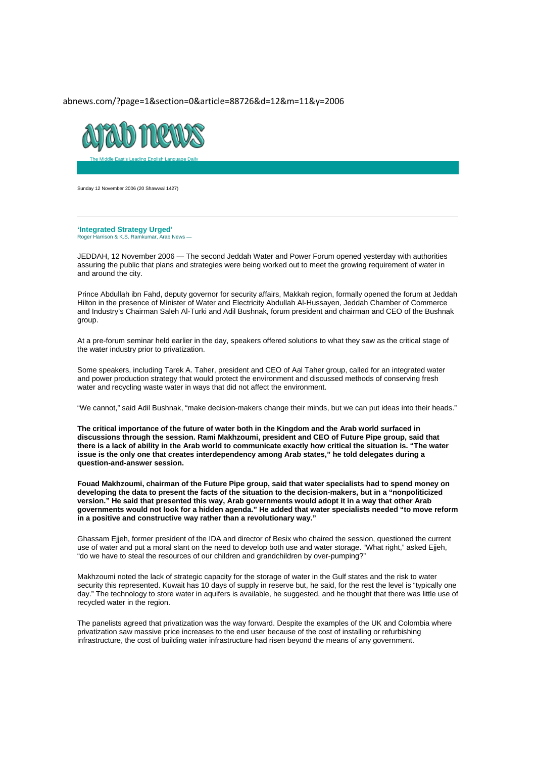abnews.com/?page=1&section=0&article=88726&d=12&m=11&y=2006

arab news

The Middle East's Leading English Language Daily

Sunday 12 November 2006 (20 Shawwal 1427)

## 'Integrated Strategy Urged'

Roger Harrison & K.S. Ramkumar, Arab News —

JEDDAH, 12 November 2006 — The second Jeddah Water and Power Forum opened yesterday with authorities assuring the public that plans and strategies were being worked out to meet the growing requirement of water in and around the city.

Prince Abdullah ibn Fahd, deputy governor for security affairs, Makkah region, formally opened the forum at Jeddah Hilton in the presence of Minister of Water and Electricity Abdullah Al-Hussayen, Jeddah Chamber of Commerce and Industry's Chairman Saleh Al-Turki and Adil Bushnak, forum president and chairman and CEO of the Bushnak group.

At a pre-forum seminar held earlier in the day, speakers offered solutions to what they saw as the critical stage of the water industry prior to privatization.

Some speakers, including Tarek A. Taher, president and CEO of Aal Taher group, called for an integrated water and power production strategy that would protect the environment and discussed methods of conserving fresh water and recycling waste water in ways that did not affect the environment.

"We cannot," said Adil Bushnak, "make decision-makers change their minds, but we can put ideas into their heads."

**The critical importance of the future of water both in the Kingdom and the Arab world surfaced in discussions through the session. Rami Makhzoumi, president and CEO of Future Pipe group, said that there is a lack of ability in the Arab world to communicate exactly how critical the situation is. "The water issue is the only one that creates interdependency among Arab states," he told delegates during a question-and-answer session.**

**Fouad Makhzoumi, chairman of the Future Pipe group, said that water specialists had to spend money on developing the data to present the facts of the situation to the decision-makers, but in a "nonpoliticized version." He said that presented this way, Arab governments would adopt it in a way that other Arab governments would not look for a hidden agenda." He added that water specialists needed "to move reform in a positive and constructive way rather than a revolutionary way."**

Ghassam Ejjeh, former president of the IDA and director of Besix who chaired the session, questioned the current use of water and put a moral slant on the need to develop both use and water storage. "What right," asked Ejjeh, "do we have to steal the resources of our children and grandchildren by over-pumping?"

Makhzoumi noted the lack of strategic capacity for the storage of water in the Gulf states and the risk to water security this represented. Kuwait has 10 days of supply in reserve but, he said, for the rest the level is "typically one day." The technology to store water in aquifers is available, he suggested, and he thought that there was little use of recycled water in the region.

The panelists agreed that privatization was the way forward. Despite the examples of the UK and Colombia where privatization saw massive price increases to the end user because of the cost of installing or refurbishing infrastructure, the cost of building water infrastructure had risen beyond the means of any government.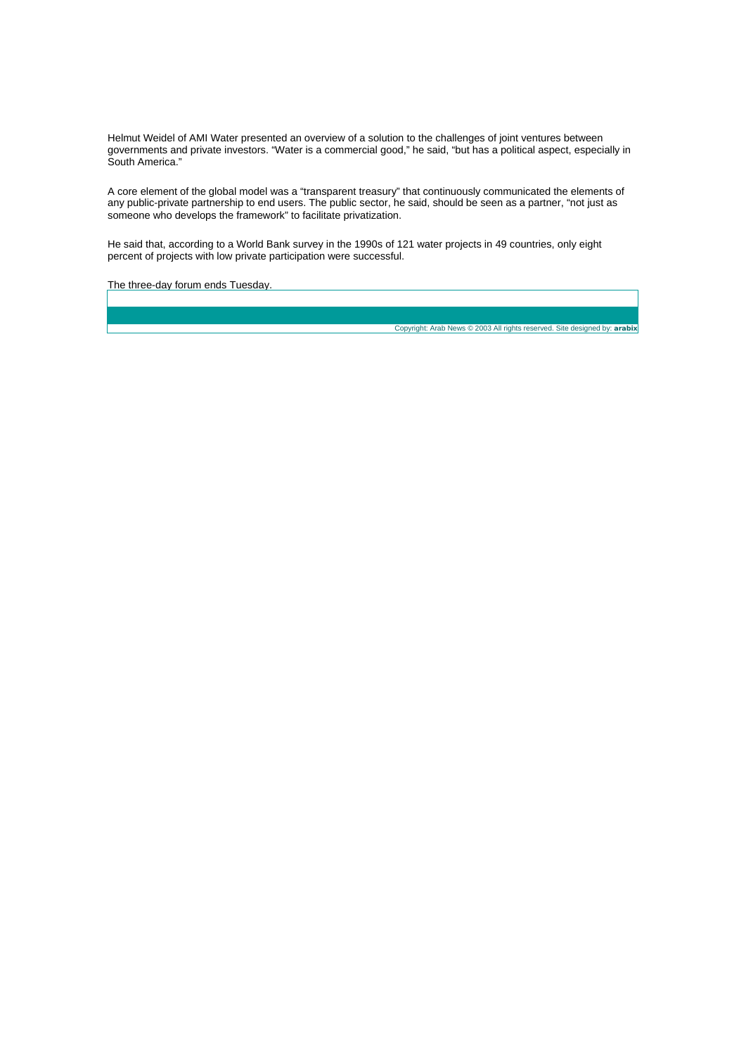Helmut Weidel of AMI Water presented an overview of a solution to the challenges of joint ventures between governments and private investors. “Water is a commercial good,” he said, “but has a political aspect, especially in South America.”

A core element of the global model was a “transparent treasury” that continuously communicated the elements of any public-private partnership to end users. The public sector, he said, should be seen as a partner, “not just as someone who develops the framework” to facilitate privatization.

He said that, according to a World Bank survey in the 1990s of 121 water projects in 49 countries, only eight percent of projects with low private participation were successful.

The three-day forum ends Tuesday.

Copyright: Arab News © 2003 All rights reserved. Site designed by: **arabix**